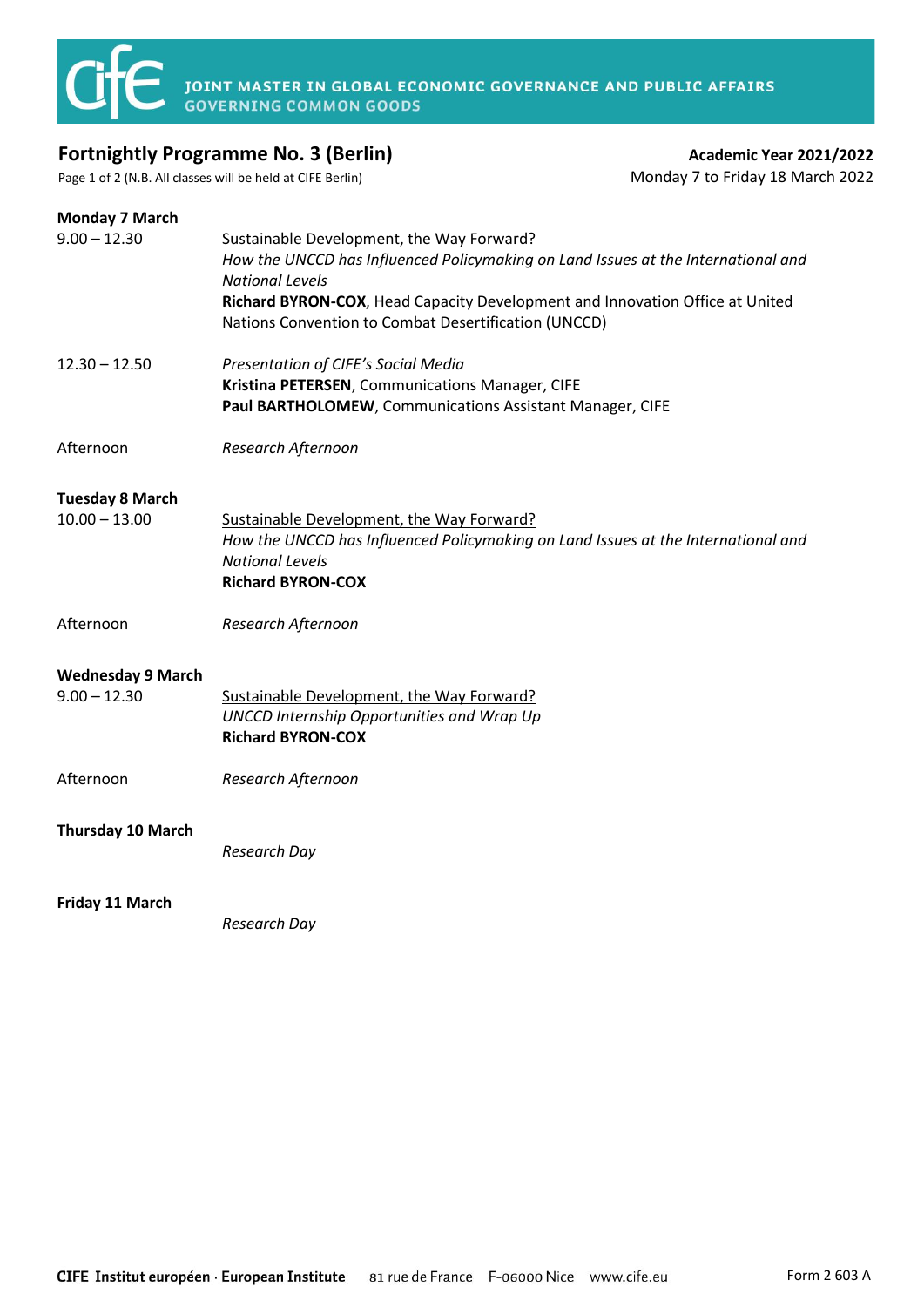# JOINT MASTER IN GLOBAL ECONOMIC GOVERNANCE AND PUBLIC AFFAIRS
## GOVERNING COMMON GOODS

**Fortnightly Programme No. 3 (Berlin)**

(N.B. All classes will be held at CIFE Berlin)

**Academic Year 2021/2022**

Monday 7 to Friday 18 March 2022

**Monday 7 March**

9.00 – 12.30
Sustainable Development, the Way Forward?
*How the UNCCD has Influenced Policymaking on Land Issues at the International and National Levels*
**Richard BYRON-COX**, Head Capacity Development and Innovation Office at United Nations Convention to Combat Desertification (UNCCD)

12.30 – 12.50
*Presentation of CIFE's Social Media*
**Kristina PETERSEN**, Communications Manager, CIFE
**Paul BARTHOLOMEW**, Communications Assistant Manager, CIFE

Afternoon
*Research Afternoon*

**Tuesday 8 March**

10.00 – 13.00
Sustainable Development, the Way Forward?
*How the UNCCD has Influenced Policymaking on Land Issues at the International and National Levels*
**Richard BYRON-COX**

Afternoon
*Research Afternoon*

**Wednesday 9 March**

9.00 – 12.30
Sustainable Development, the Way Forward?
*UNCCD Internship Opportunities and Wrap Up*
**Richard BYRON-COX**

Afternoon
*Research Afternoon*

**Thursday 10 March**

*Research Day*

**Friday 11 March**

*Research Day*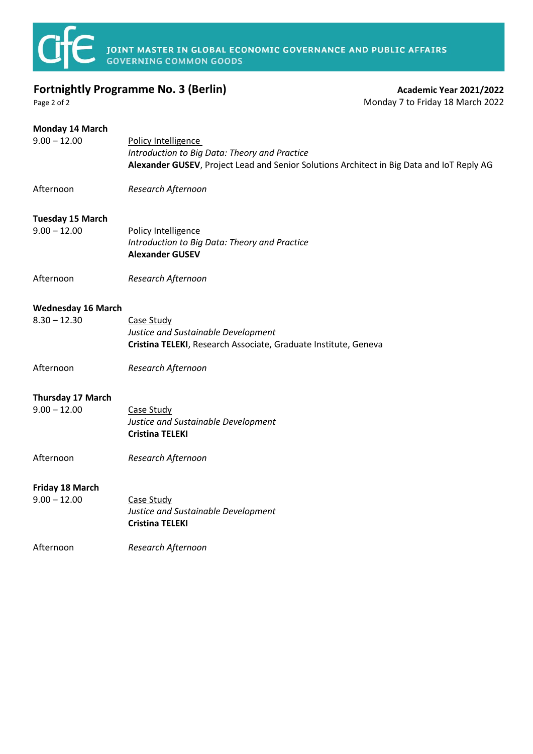## Fortnightly Programme No. 3 (Berlin)

**Academic Year 2021/2022**
Monday 7 to Friday 18 March 2022

**Monday 14 March**

9.00 – 12.00 — Policy Intelligence
*Introduction to Big Data: Theory and Practice*
**Alexander GUSEV**, Project Lead and Senior Solutions Architect in Big Data and IoT Reply AG

Afternoon — *Research Afternoon*

**Tuesday 15 March**

9.00 – 12.00 — Policy Intelligence
*Introduction to Big Data: Theory and Practice*
**Alexander GUSEV**

Afternoon — *Research Afternoon*

**Wednesday 16 March**

8.30 – 12.30 — Case Study
*Justice and Sustainable Development*
**Cristina TELEKI**, Research Associate, Graduate Institute, Geneva

Afternoon — *Research Afternoon*

**Thursday 17 March**

9.00 – 12.00 — Case Study
*Justice and Sustainable Development*
**Cristina TELEKI**

Afternoon — *Research Afternoon*

**Friday 18 March**

9.00 – 12.00 — Case Study
*Justice and Sustainable Development*
**Cristina TELEKI**

Afternoon — *Research Afternoon*